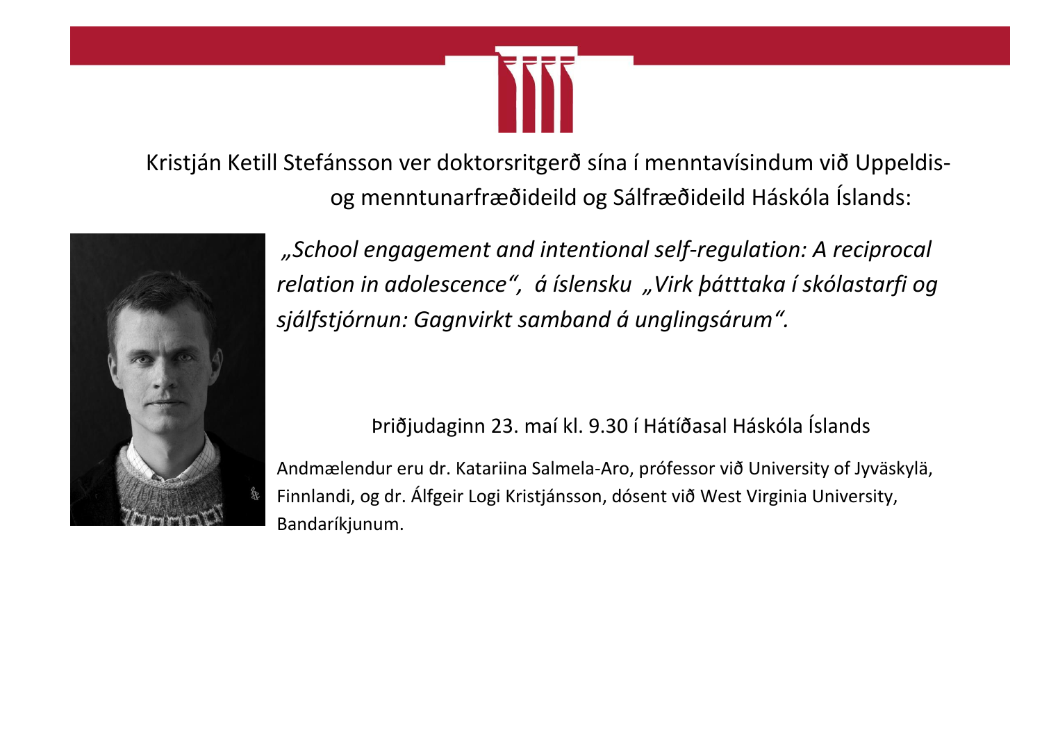Kristján Ketill Stefánsson ver doktorsritgerð sína í menntavísindum við Uppeldis- og menntunarfræðideild og Sálfræðideild Háskóla Íslands:

*„School engagement and intentional self-regulation: A reciprocal relation in adolescence“, á íslensku „Virk þátttaka í skólastarfi og sjálfstjórnun: Gagnvirkt samband á unglingsárum“.*

Þriðjudaginn 23. maí kl. 9.30 í Hátíðasal Háskóla Íslands

Andmælendur eru dr. Katariina Salmela-Aro, prófessor við University of Jyväskylä, Finnlandi, og dr. Álfgeir Logi Kristjánsson, dósent við West Virginia University, Bandaríkjunum.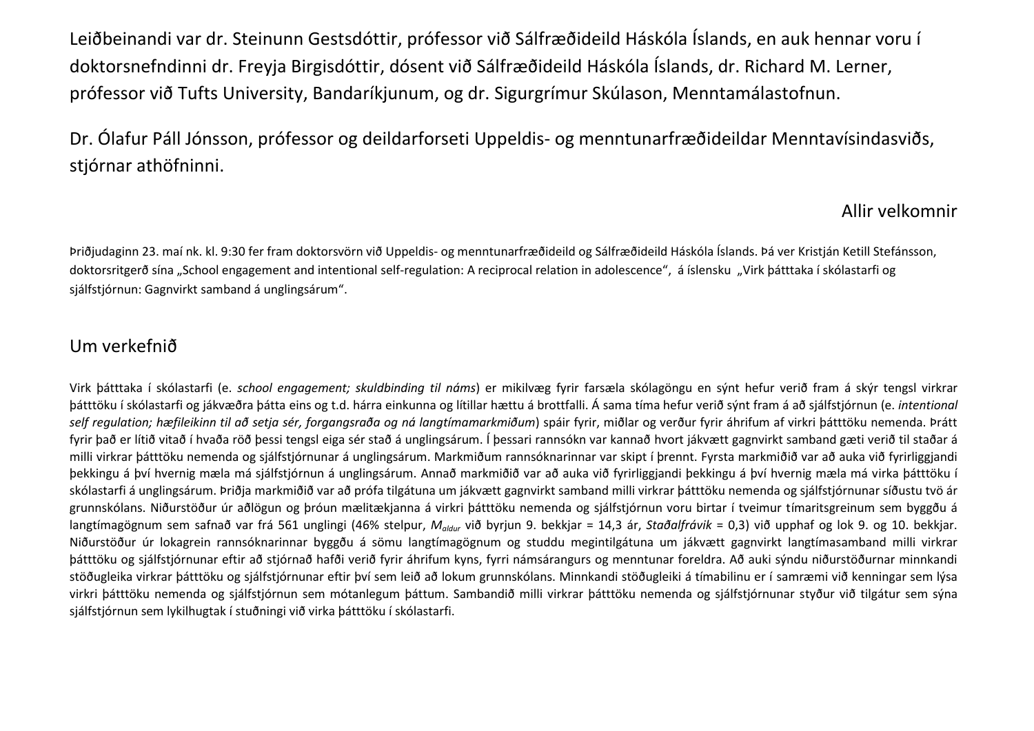Leiðbeinandi var dr. Steinunn Gestsdóttir, prófessor við Sálfræðideild Háskóla Íslands, en auk hennar voru í doktorsnefndinni dr. Freyja Birgisdóttir, dósent við Sálfræðideild Háskóla Íslands, dr. Richard M. Lerner, prófessor við Tufts University, Bandaríkjunum, og dr. Sigurgrímur Skúlason, Menntamálastofnun.

Dr. Ólafur Páll Jónsson, prófessor og deildarforseti Uppeldis- og menntunarfræðideildar Menntavísindasviðs, stjórnar athöfninni.

Allir velkomnir

Þriðjudaginn 23. maí nk. kl. 9:30 fer fram doktorsvörn við Uppeldis- og menntunarfræðideild og Sálfræðideild Háskóla Íslands. Þá ver Kristján Ketill Stefánsson, doktorsritgerð sína „School engagement and intentional self-regulation: A reciprocal relation in adolescence", á íslensku „Virk þátttaka í skólastarfi og sjálfstjórnun: Gagnvirkt samband á unglingsárum".

## Um verkefnið

Virk þátttaka í skólastarfi (e. *school engagement; skuldbinding til náms*) er mikilvæg fyrir farsæla skólagöngu en sýnt hefur verið fram á skýr tengsl virkrar þátttöku í skólastarfi og jákvæðra þátta eins og t.d. hárra einkunna og lítillar hættu á brottfalli. Á sama tíma hefur verið sýnt fram á að sjálfstjórnun (e. *intentional self regulation; hæfileikinn til að setja sér, forgangsraða og ná langtímamarkmiðum*) spáir fyrir, miðlar og verður fyrir áhrifum af virkri þátttöku nemenda. Þrátt fyrir það er lítið vitað í hvaða röð þessi tengsl eiga sér stað á unglingsárum. Í þessari rannsókn var kannað hvort jákvætt gagnvirkt samband gæti verið til staðar á milli virkrar þátttöku nemenda og sjálfstjórnunar á unglingsárum. Markmiðum rannsóknarinnar var skipt í þrennt. Fyrsta markmiðið var að auka við fyrirliggjandi þekkingu á því hvernig mæla má sjálfstjórnun á unglingsárum. Annað markmiðið var að auka við fyrirliggjandi þekkingu á því hvernig mæla má virka þátttöku í skólastarfi á unglingsárum. Þriðja markmiðið var að prófa tilgátuna um jákvætt gagnvirkt samband milli virkrar þátttöku nemenda og sjálfstjórnunar síðustu tvö ár grunnskólans. Niðurstöður úr aðlögun og þróun mælitækjanna á virkri þátttöku nemenda og sjálfstjórnun voru birtar í tveimur tímaritsgreinum sem byggðu á langtímagögnum sem safnað var frá 561 unglingi (46% stelpur, $M_{aldur}$ við byrjun 9. bekkjar = 14,3 ár, *Staðalfrávik* = 0,3) við upphaf og lok 9. og 10. bekkjar. Niðurstöður úr lokagrein rannsóknarinnar byggðu á sömu langtímagögnum og studdu megintilgátuna um jákvætt gagnvirkt langtímasamband milli virkrar þátttöku og sjálfstjórnunar eftir að stjórnað hafði verið fyrir áhrifum kyns, fyrri námsárangurs og menntunar foreldra. Að auki sýndu niðurstöðurnar minnkandi stöðugleika virkrar þátttöku og sjálfstjórnunar eftir því sem leið að lokum grunnskólans. Minnkandi stöðugleiki á tímabilinu er í samræmi við kenningar sem lýsa virkri þátttöku nemenda og sjálfstjórnun sem mótanlegum þáttum. Sambandið milli virkrar þátttöku nemenda og sjálfstjórnunar styður við tilgátur sem sýna sjálfstjórnun sem lykilhugtak í stuðningi við virka þátttöku í skólastarfi.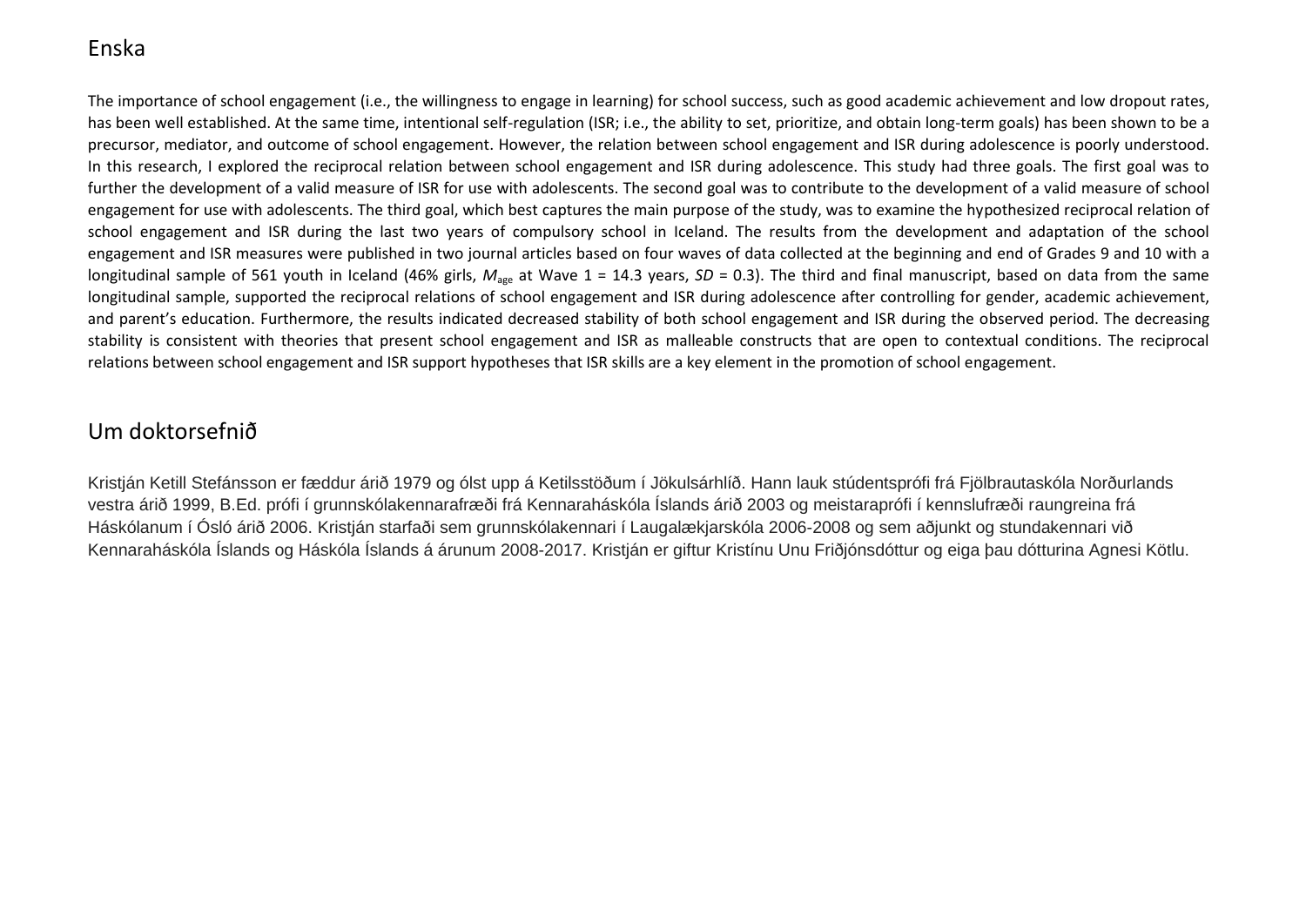## Enska

The importance of school engagement (i.e., the willingness to engage in learning) for school success, such as good academic achievement and low dropout rates, has been well established. At the same time, intentional self-regulation (ISR; i.e., the ability to set, prioritize, and obtain long-term goals) has been shown to be a precursor, mediator, and outcome of school engagement. However, the relation between school engagement and ISR during adolescence is poorly understood. In this research, I explored the reciprocal relation between school engagement and ISR during adolescence. This study had three goals. The first goal was to further the development of a valid measure of ISR for use with adolescents. The second goal was to contribute to the development of a valid measure of school engagement for use with adolescents. The third goal, which best captures the main purpose of the study, was to examine the hypothesized reciprocal relation of school engagement and ISR during the last two years of compulsory school in Iceland. The results from the development and adaptation of the school engagement and ISR measures were published in two journal articles based on four waves of data collected at the beginning and end of Grades 9 and 10 with a longitudinal sample of 561 youth in Iceland (46% girls, $M_{age}$ at Wave 1 = 14.3 years, $SD$ = 0.3). The third and final manuscript, based on data from the same longitudinal sample, supported the reciprocal relations of school engagement and ISR during adolescence after controlling for gender, academic achievement, and parent's education. Furthermore, the results indicated decreased stability of both school engagement and ISR during the observed period. The decreasing stability is consistent with theories that present school engagement and ISR as malleable constructs that are open to contextual conditions. The reciprocal relations between school engagement and ISR support hypotheses that ISR skills are a key element in the promotion of school engagement.

## Um doktorsefnið

Kristján Ketill Stefánsson er fæddur árið 1979 og ólst upp á Ketilsstöðum í Jökulsárhlíð. Hann lauk stúdentsprófi frá Fjölbrautaskóla Norðurlands vestra árið 1999, B.Ed. prófi í grunnskólakennarafræði frá Kennaraháskóla Íslands árið 2003 og meistaraprófi í kennslufræði raungreina frá Háskólanum í Ósló árið 2006. Kristján starfaði sem grunnskólakennari í Laugalækjarskóla 2006-2008 og sem aðjunkt og stundakennari við Kennaraháskóla Íslands og Háskóla Íslands á árunum 2008-2017. Kristján er giftur Kristínu Unu Friðjónsdóttur og eiga þau dótturina Agnesi Kötlu.